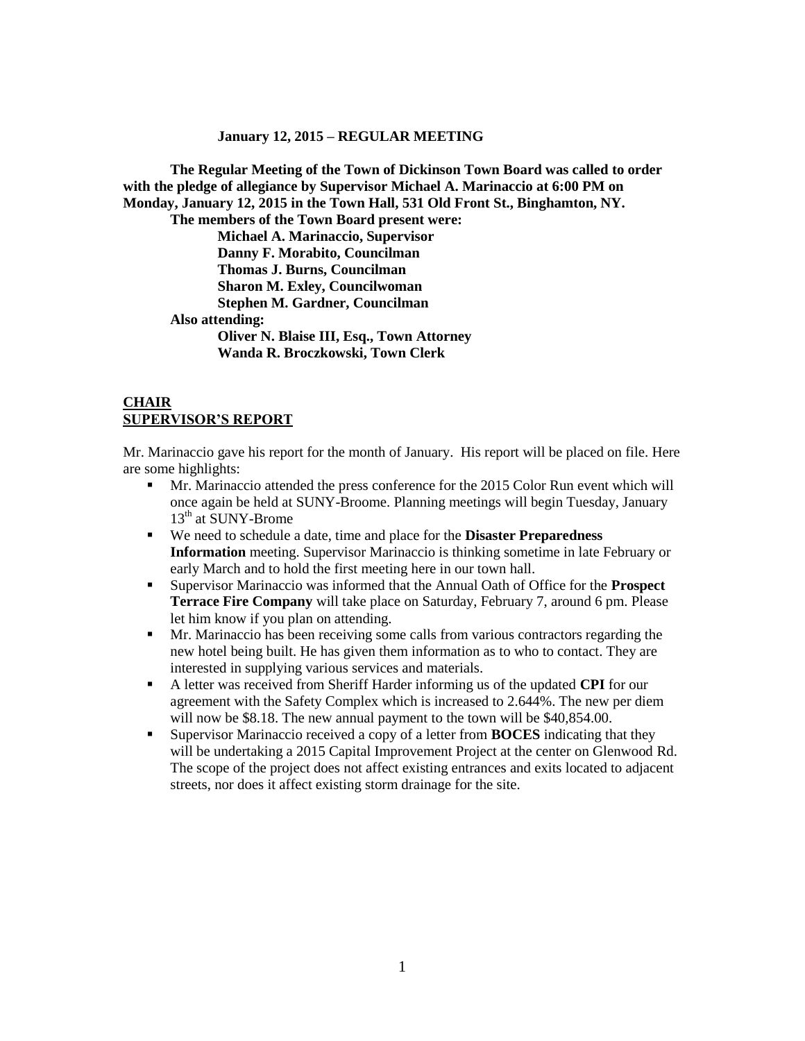**January 12, 2015 – REGULAR MEETING**

**The Regular Meeting of the Town of Dickinson Town Board was called to order with the pledge of allegiance by Supervisor Michael A. Marinaccio at 6:00 PM on Monday, January 12, 2015 in the Town Hall, 531 Old Front St., Binghamton, NY.**

**The members of the Town Board present were:**

**Michael A. Marinaccio, Supervisor**
**Danny F. Morabito, Councilman**
**Thomas J. Burns, Councilman**
**Sharon M. Exley, Councilwoman**
**Stephen M. Gardner, Councilman**

**Also attending:**

**Oliver N. Blaise III, Esq., Town Attorney**
**Wanda R. Broczkowski, Town Clerk**

## CHAIR
## SUPERVISOR'S REPORT

Mr. Marinaccio gave his report for the month of January. His report will be placed on file. Here are some highlights:

- Mr. Marinaccio attended the press conference for the 2015 Color Run event which will once again be held at SUNY-Broome. Planning meetings will begin Tuesday, January 13th at SUNY-Brome
- We need to schedule a date, time and place for the **Disaster Preparedness Information** meeting. Supervisor Marinaccio is thinking sometime in late February or early March and to hold the first meeting here in our town hall.
- Supervisor Marinaccio was informed that the Annual Oath of Office for the **Prospect Terrace Fire Company** will take place on Saturday, February 7, around 6 pm. Please let him know if you plan on attending.
- Mr. Marinaccio has been receiving some calls from various contractors regarding the new hotel being built. He has given them information as to who to contact. They are interested in supplying various services and materials.
- A letter was received from Sheriff Harder informing us of the updated **CPI** for our agreement with the Safety Complex which is increased to 2.644%. The new per diem will now be $8.18. The new annual payment to the town will be $40,854.00.
- Supervisor Marinaccio received a copy of a letter from **BOCES** indicating that they will be undertaking a 2015 Capital Improvement Project at the center on Glenwood Rd. The scope of the project does not affect existing entrances and exits located to adjacent streets, nor does it affect existing storm drainage for the site.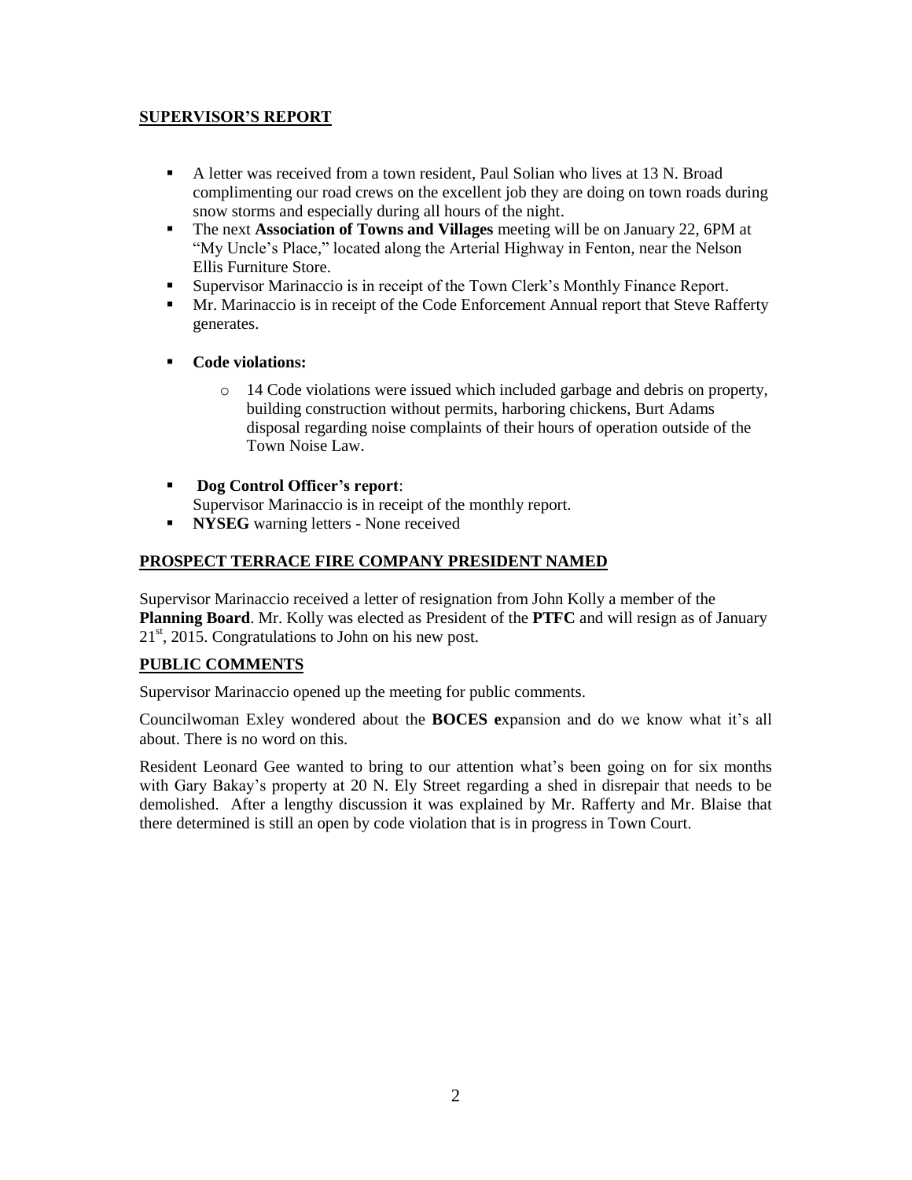## SUPERVISOR'S REPORT

- A letter was received from a town resident, Paul Solian who lives at 13 N. Broad complimenting our road crews on the excellent job they are doing on town roads during snow storms and especially during all hours of the night.
- The next **Association of Towns and Villages** meeting will be on January 22, 6PM at "My Uncle's Place," located along the Arterial Highway in Fenton, near the Nelson Ellis Furniture Store.
- Supervisor Marinaccio is in receipt of the Town Clerk's Monthly Finance Report.
- Mr. Marinaccio is in receipt of the Code Enforcement Annual report that Steve Rafferty generates.
- **Code violations:**
    - 14 Code violations were issued which included garbage and debris on property, building construction without permits, harboring chickens, Burt Adams disposal regarding noise complaints of their hours of operation outside of the Town Noise Law.
- **Dog Control Officer's report**:
  Supervisor Marinaccio is in receipt of the monthly report.
- **NYSEG** warning letters - None received

## PROSPECT TERRACE FIRE COMPANY PRESIDENT NAMED

Supervisor Marinaccio received a letter of resignation from John Kolly a member of the **Planning Board**. Mr. Kolly was elected as President of the **PTFC** and will resign as of January 21st, 2015. Congratulations to John on his new post.

## PUBLIC COMMENTS

Supervisor Marinaccio opened up the meeting for public comments.

Councilwoman Exley wondered about the **BOCES e**xpansion and do we know what it's all about. There is no word on this.

Resident Leonard Gee wanted to bring to our attention what's been going on for six months with Gary Bakay's property at 20 N. Ely Street regarding a shed in disrepair that needs to be demolished. After a lengthy discussion it was explained by Mr. Rafferty and Mr. Blaise that there determined is still an open by code violation that is in progress in Town Court.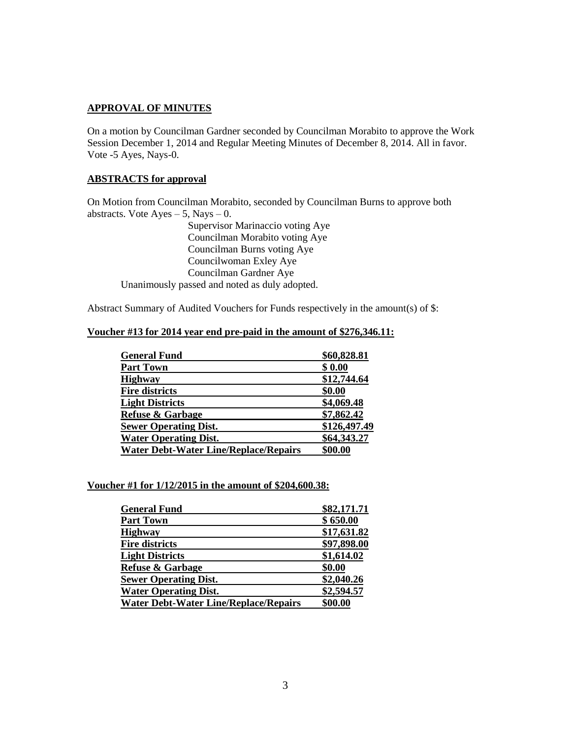**APPROVAL OF MINUTES**

On a motion by Councilman Gardner seconded by Councilman Morabito to approve the Work Session December 1, 2014 and Regular Meeting Minutes of December 8, 2014. All in favor. Vote -5 Ayes, Nays-0.

**ABSTRACTS for approval**

On Motion from Councilman Morabito, seconded by Councilman Burns to approve both abstracts. Vote Ayes – 5, Nays – 0.

Supervisor Marinaccio voting Aye
Councilman Morabito voting Aye
Councilman Burns voting Aye
Councilwoman Exley Aye
Councilman Gardner Aye

Unanimously passed and noted as duly adopted.

Abstract Summary of Audited Vouchers for Funds respectively in the amount(s) of $:

**Voucher #13 for 2014 year end pre-paid in the amount of $276,346.11:**

| Fund | Amount |
|---|---|
| **General Fund** | **$60,828.81** |
| **Part Town** | **$ 0.00** |
| **Highway** | **$12,744.64** |
| **Fire districts** | **$0.00** |
| **Light Districts** | **$4,069.48** |
| **Refuse & Garbage** | **$7,862.42** |
| **Sewer Operating Dist.** | **$126,497.49** |
| **Water Operating Dist.** | **$64,343.27** |
| **Water Debt-Water Line/Replace/Repairs** | **$00.00** |

**Voucher #1 for 1/12/2015 in the amount of $204,600.38:**

| Fund | Amount |
|---|---|
| **General Fund** | **$82,171.71** |
| **Part Town** | **$ 650.00** |
| **Highway** | **$17,631.82** |
| **Fire districts** | **$97,898.00** |
| **Light Districts** | **$1,614.02** |
| **Refuse & Garbage** | **$0.00** |
| **Sewer Operating Dist.** | **$2,040.26** |
| **Water Operating Dist.** | **$2,594.57** |
| **Water Debt-Water Line/Replace/Repairs** | **$00.00** |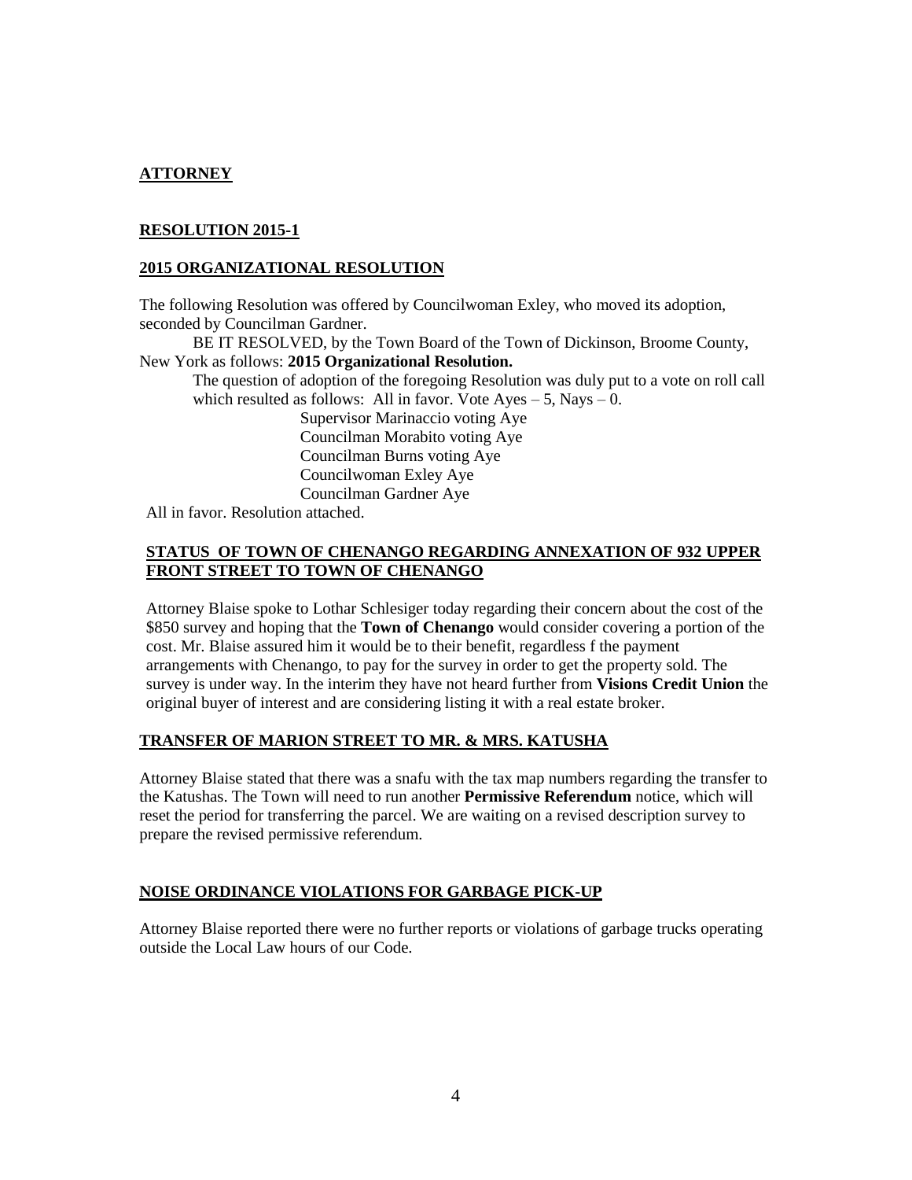**ATTORNEY**

**RESOLUTION 2015-1**

**2015 ORGANIZATIONAL RESOLUTION**

The following Resolution was offered by Councilwoman Exley, who moved its adoption, seconded by Councilman Gardner.

BE IT RESOLVED, by the Town Board of the Town of Dickinson, Broome County, New York as follows: **2015 Organizational Resolution.**

The question of adoption of the foregoing Resolution was duly put to a vote on roll call which resulted as follows: All in favor. Vote Ayes – 5, Nays – 0.

Supervisor Marinaccio voting Aye
Councilman Morabito voting Aye
Councilman Burns voting Aye
Councilwoman Exley Aye
Councilman Gardner Aye

All in favor. Resolution attached.

**STATUS OF TOWN OF CHENANGO REGARDING ANNEXATION OF 932 UPPER FRONT STREET TO TOWN OF CHENANGO**

Attorney Blaise spoke to Lothar Schlesiger today regarding their concern about the cost of the $850 survey and hoping that the **Town of Chenango** would consider covering a portion of the cost. Mr. Blaise assured him it would be to their benefit, regardless f the payment arrangements with Chenango, to pay for the survey in order to get the property sold. The survey is under way. In the interim they have not heard further from **Visions Credit Union** the original buyer of interest and are considering listing it with a real estate broker.

**TRANSFER OF MARION STREET TO MR. & MRS. KATUSHA**

Attorney Blaise stated that there was a snafu with the tax map numbers regarding the transfer to the Katushas. The Town will need to run another **Permissive Referendum** notice, which will reset the period for transferring the parcel. We are waiting on a revised description survey to prepare the revised permissive referendum.

**NOISE ORDINANCE VIOLATIONS FOR GARBAGE PICK-UP**

Attorney Blaise reported there were no further reports or violations of garbage trucks operating outside the Local Law hours of our Code.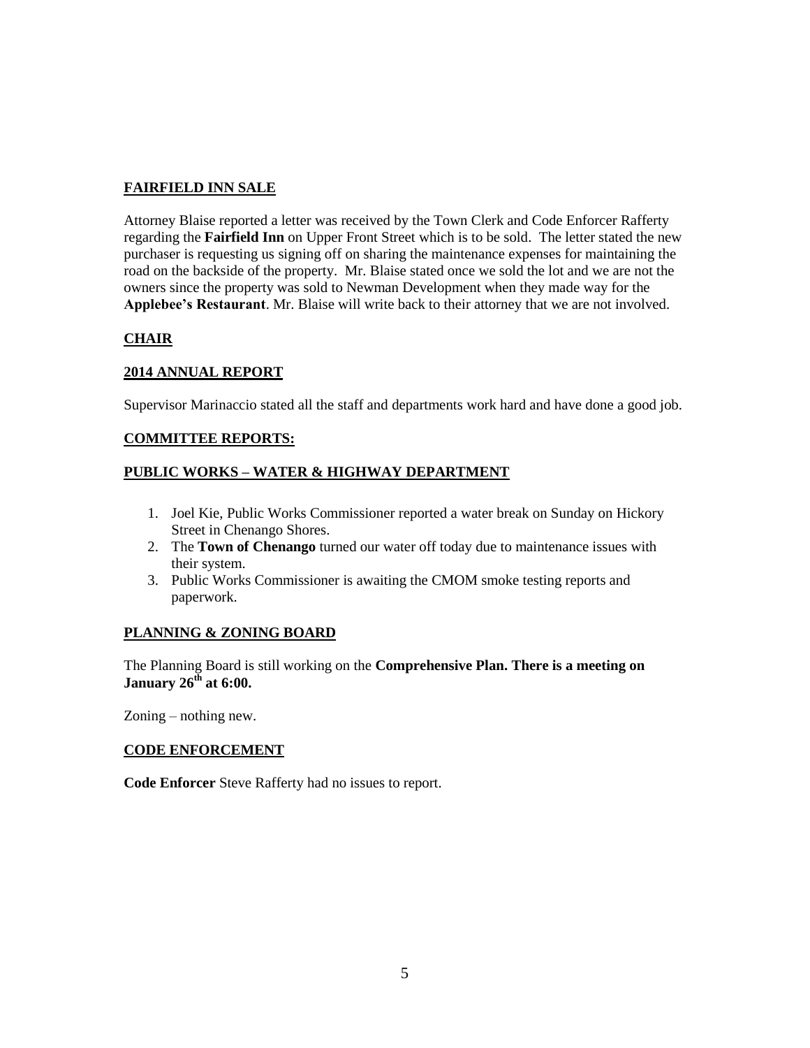**FAIRFIELD INN SALE**

Attorney Blaise reported a letter was received by the Town Clerk and Code Enforcer Rafferty regarding the **Fairfield Inn** on Upper Front Street which is to be sold. The letter stated the new purchaser is requesting us signing off on sharing the maintenance expenses for maintaining the road on the backside of the property. Mr. Blaise stated once we sold the lot and we are not the owners since the property was sold to Newman Development when they made way for the **Applebee's Restaurant**. Mr. Blaise will write back to their attorney that we are not involved.

**CHAIR**

**2014 ANNUAL REPORT**

Supervisor Marinaccio stated all the staff and departments work hard and have done a good job.

**COMMITTEE REPORTS:**

**PUBLIC WORKS – WATER & HIGHWAY DEPARTMENT**

1. Joel Kie, Public Works Commissioner reported a water break on Sunday on Hickory Street in Chenango Shores.
2. The **Town of Chenango** turned our water off today due to maintenance issues with their system.
3. Public Works Commissioner is awaiting the CMOM smoke testing reports and paperwork.

**PLANNING & ZONING BOARD**

The Planning Board is still working on the **Comprehensive Plan. There is a meeting on January 26th at 6:00.**

Zoning – nothing new.

**CODE ENFORCEMENT**

**Code Enforcer** Steve Rafferty had no issues to report.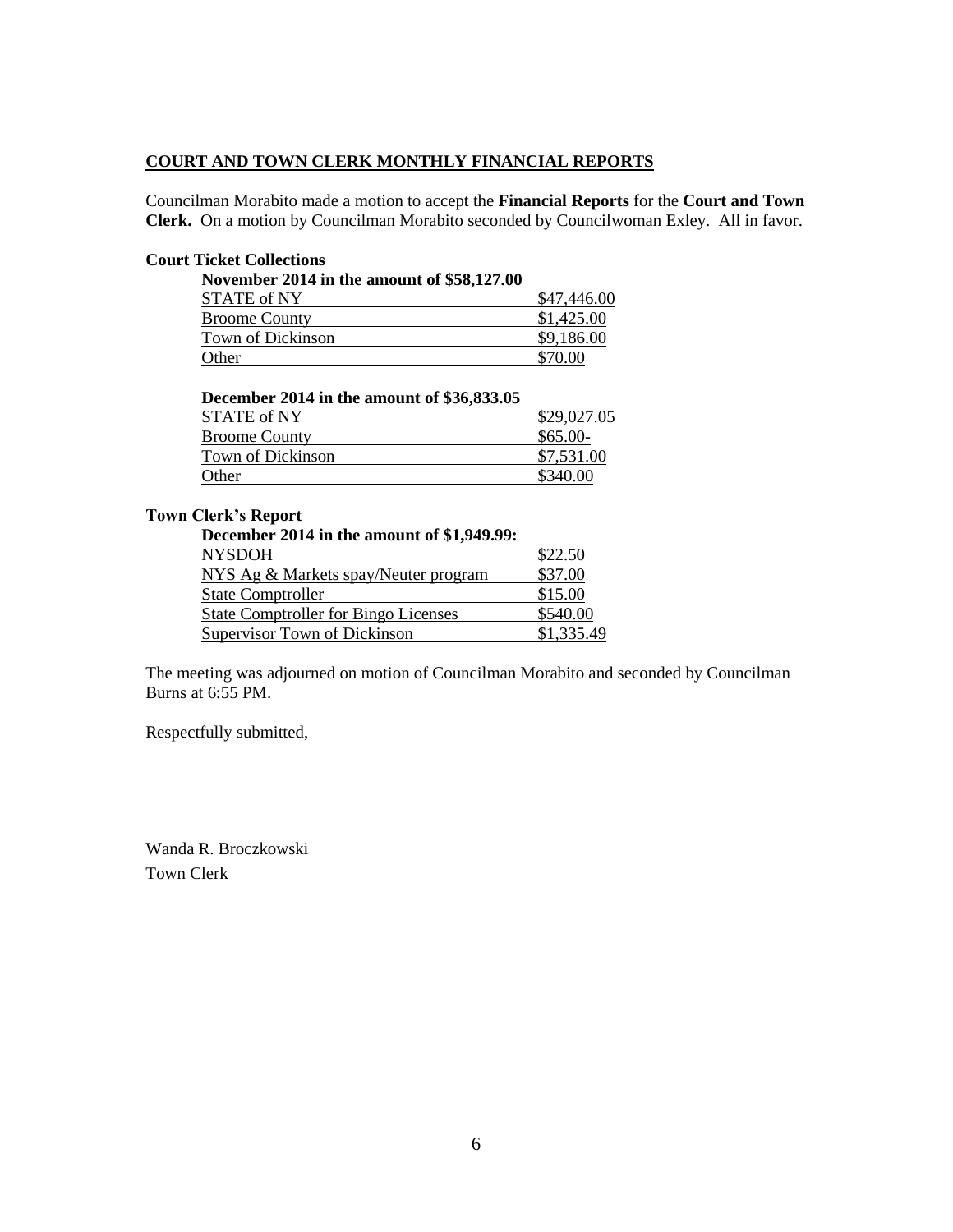## COURT AND TOWN CLERK MONTHLY FINANCIAL REPORTS

Councilman Morabito made a motion to accept the **Financial Reports** for the **Court and Town Clerk.** On a motion by Councilman Morabito seconded by Councilwoman Exley. All in favor.

**Court Ticket Collections**

**November 2014 in the amount of $58,127.00**

| | |
|---|---|
| STATE of NY | $47,446.00 |
| Broome County | $1,425.00 |
| Town of Dickinson | $9,186.00 |
| Other | $70.00 |

**December 2014 in the amount of $36,833.05**

| | |
|---|---|
| STATE of NY | $29,027.05 |
| Broome County | $65.00- |
| Town of Dickinson | $7,531.00 |
| Other | $340.00 |

**Town Clerk's Report**

**December 2014 in the amount of $1,949.99:**

| | |
|---|---|
| NYSDOH | $22.50 |
| NYS Ag & Markets spay/Neuter program | $37.00 |
| State Comptroller | $15.00 |
| State Comptroller for Bingo Licenses | $540.00 |
| Supervisor Town of Dickinson | $1,335.49 |

The meeting was adjourned on motion of Councilman Morabito and seconded by Councilman Burns at 6:55 PM.

Respectfully submitted,

Wanda R. Broczkowski
Town Clerk